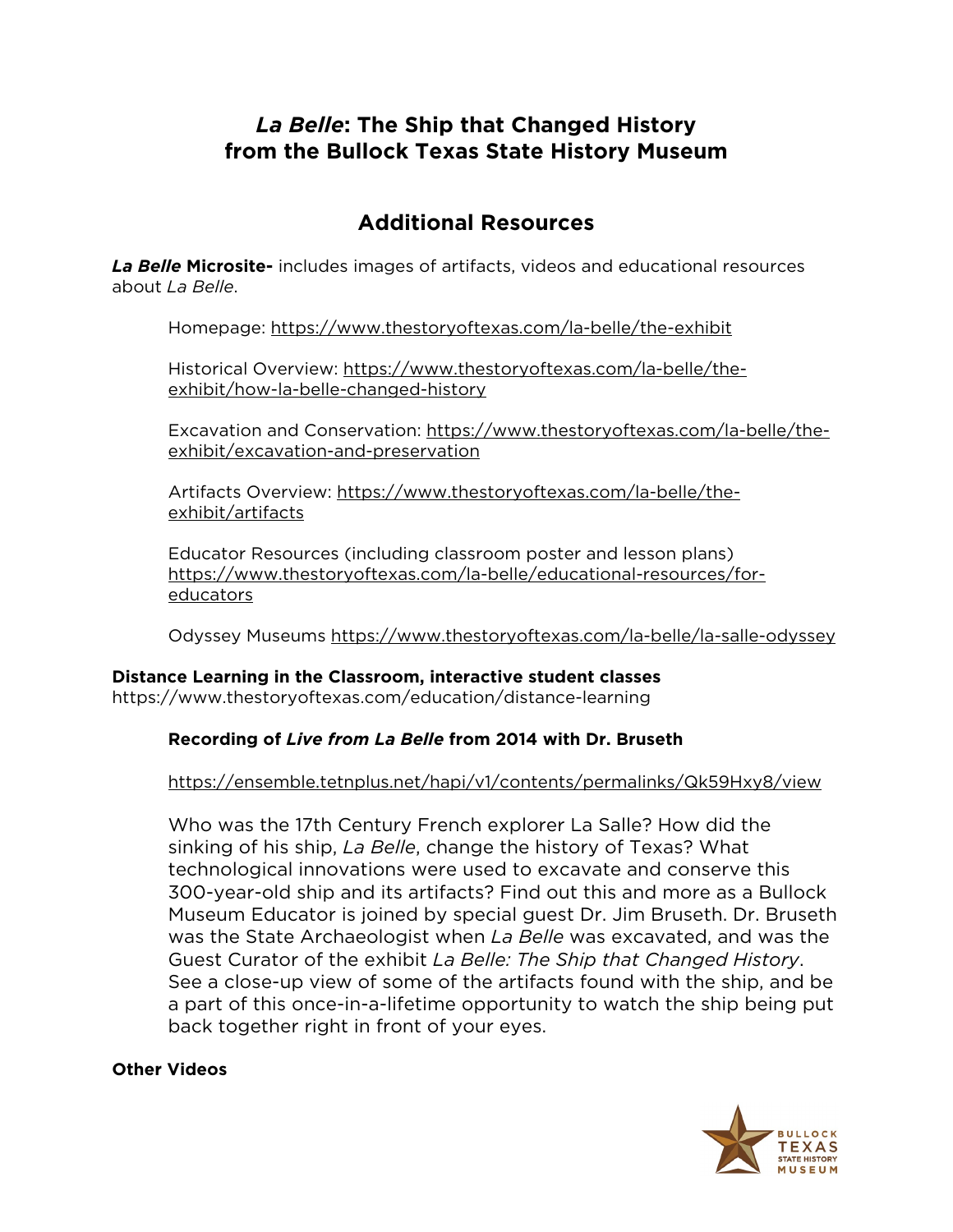# *La Belle*: The Ship that Changed History from the Bullock Texas State History Museum

## Additional Resources

***La Belle* Microsite-** includes images of artifacts, videos and educational resources about *La Belle*.

Homepage: https://www.thestoryoftexas.com/la-belle/the-exhibit

Historical Overview: https://www.thestoryoftexas.com/la-belle/the-exhibit/how-la-belle-changed-history

Excavation and Conservation: https://www.thestoryoftexas.com/la-belle/the-exhibit/excavation-and-preservation

Artifacts Overview: https://www.thestoryoftexas.com/la-belle/the-exhibit/artifacts

Educator Resources (including classroom poster and lesson plans) https://www.thestoryoftexas.com/la-belle/educational-resources/for-educators

Odyssey Museums https://www.thestoryoftexas.com/la-belle/la-salle-odyssey

**Distance Learning in the Classroom, interactive student classes**
https://www.thestoryoftexas.com/education/distance-learning

**Recording of *Live from La Belle* from 2014 with Dr. Bruseth**

https://ensemble.tetnplus.net/hapi/v1/contents/permalinks/Qk59Hxy8/view

Who was the 17th Century French explorer La Salle? How did the sinking of his ship, *La Belle,* change the history of Texas? What technological innovations were used to excavate and conserve this 300-year-old ship and its artifacts? Find out this and more as a Bullock Museum Educator is joined by special guest Dr. Jim Bruseth. Dr. Bruseth was the State Archaeologist when *La Belle* was excavated, and was the Guest Curator of the exhibit *La Belle: The Ship that Changed History*. See a close-up view of some of the artifacts found with the ship, and be a part of this once-in-a-lifetime opportunity to watch the ship being put back together right in front of your eyes.

**Other Videos**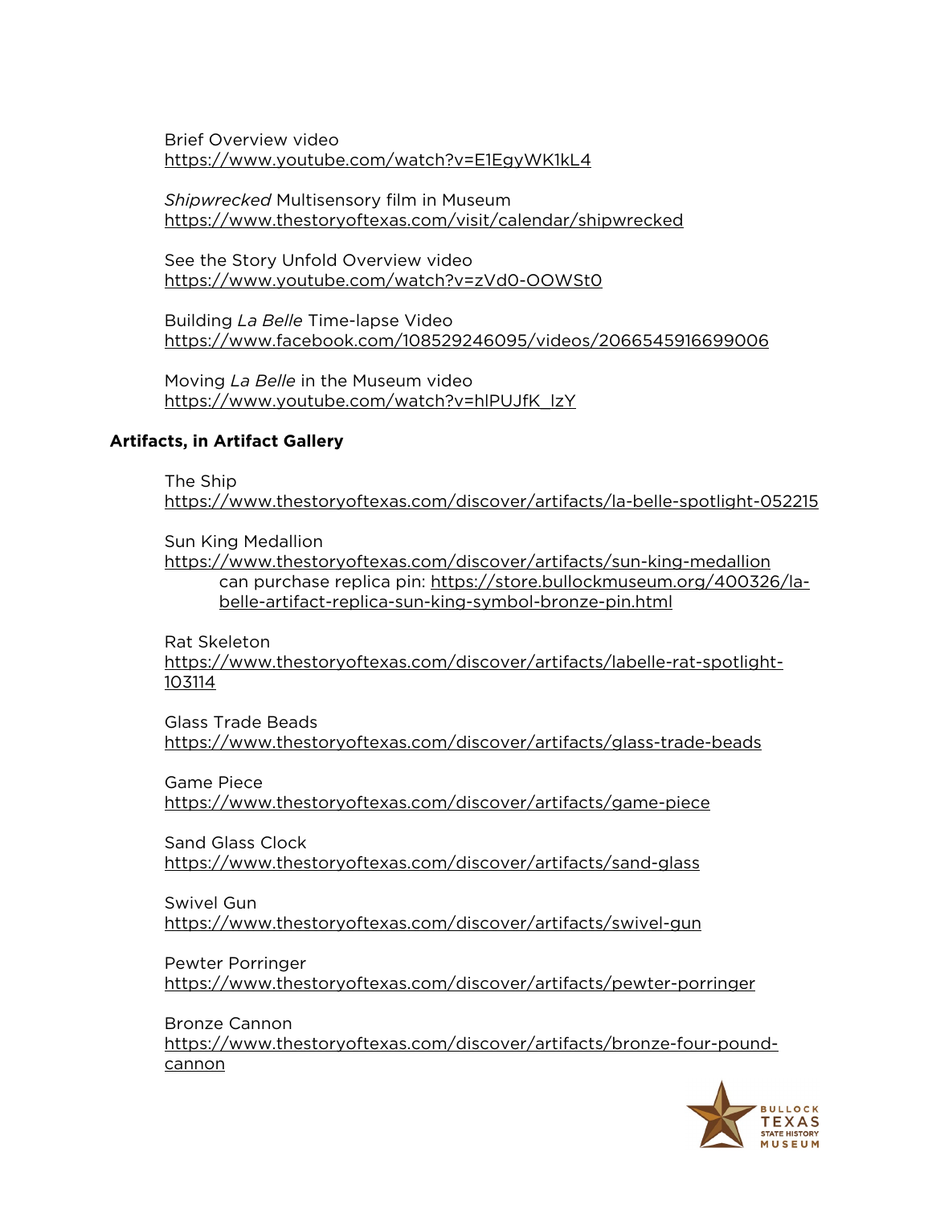Brief Overview video
https://www.youtube.com/watch?v=E1EgyWK1kL4

*Shipwrecked* Multisensory film in Museum
https://www.thestoryoftexas.com/visit/calendar/shipwrecked

See the Story Unfold Overview video
https://www.youtube.com/watch?v=zVd0-OOWSt0

Building *La Belle* Time-lapse Video
https://www.facebook.com/108529246095/videos/2066545916699006

Moving *La Belle* in the Museum video
https://www.youtube.com/watch?v=hlPUJfK_lzY

**Artifacts, in Artifact Gallery**

The Ship
https://www.thestoryoftexas.com/discover/artifacts/la-belle-spotlight-052215

Sun King Medallion
https://www.thestoryoftexas.com/discover/artifacts/sun-king-medallion
can purchase replica pin: https://store.bullockmuseum.org/400326/la-belle-artifact-replica-sun-king-symbol-bronze-pin.html

Rat Skeleton
https://www.thestoryoftexas.com/discover/artifacts/labelle-rat-spotlight-103114

Glass Trade Beads
https://www.thestoryoftexas.com/discover/artifacts/glass-trade-beads

Game Piece
https://www.thestoryoftexas.com/discover/artifacts/game-piece

Sand Glass Clock
https://www.thestoryoftexas.com/discover/artifacts/sand-glass

Swivel Gun
https://www.thestoryoftexas.com/discover/artifacts/swivel-gun

Pewter Porringer
https://www.thestoryoftexas.com/discover/artifacts/pewter-porringer

Bronze Cannon
https://www.thestoryoftexas.com/discover/artifacts/bronze-four-pound-cannon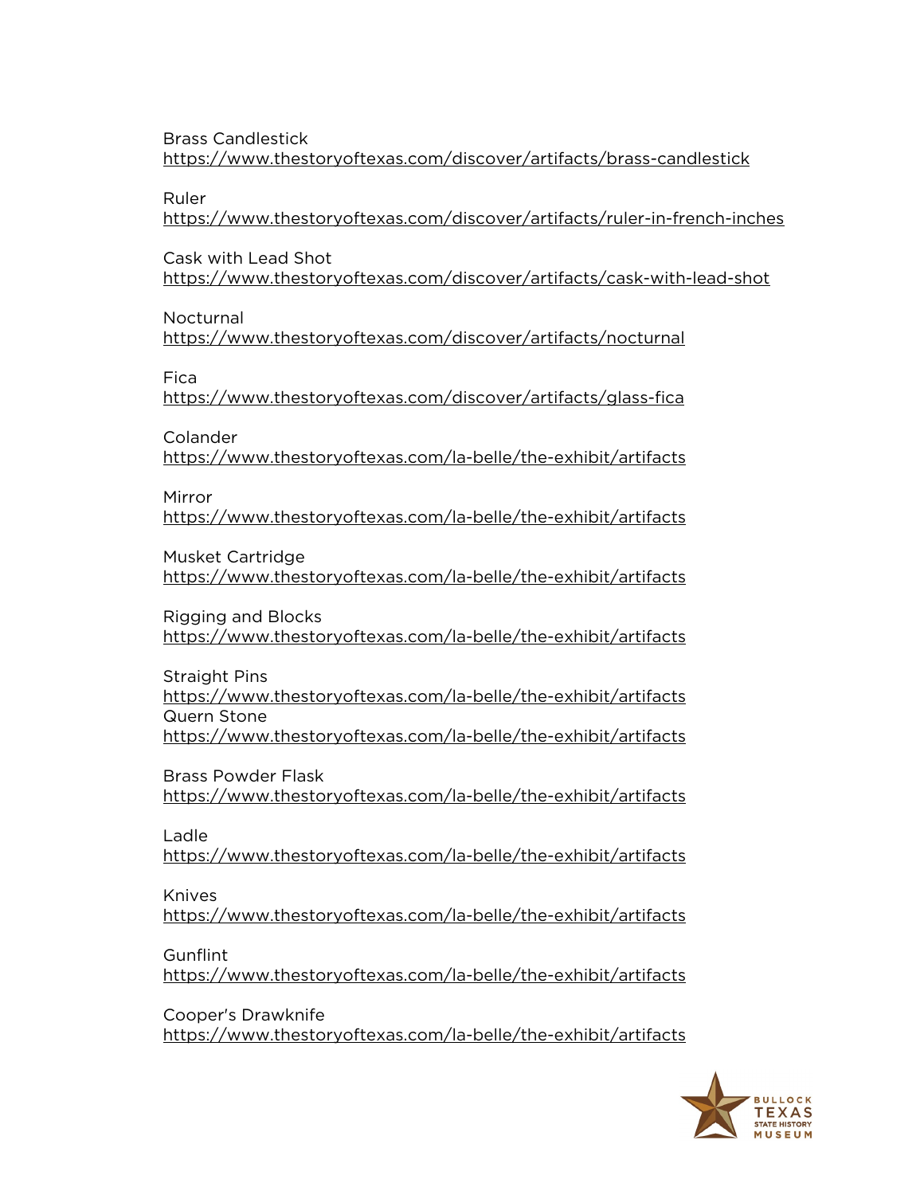Brass Candlestick
https://www.thestoryoftexas.com/discover/artifacts/brass-candlestick

Ruler
https://www.thestoryoftexas.com/discover/artifacts/ruler-in-french-inches

Cask with Lead Shot
https://www.thestoryoftexas.com/discover/artifacts/cask-with-lead-shot

Nocturnal
https://www.thestoryoftexas.com/discover/artifacts/nocturnal

Fica
https://www.thestoryoftexas.com/discover/artifacts/glass-fica

Colander
https://www.thestoryoftexas.com/la-belle/the-exhibit/artifacts

Mirror
https://www.thestoryoftexas.com/la-belle/the-exhibit/artifacts

Musket Cartridge
https://www.thestoryoftexas.com/la-belle/the-exhibit/artifacts

Rigging and Blocks
https://www.thestoryoftexas.com/la-belle/the-exhibit/artifacts

Straight Pins
https://www.thestoryoftexas.com/la-belle/the-exhibit/artifacts
Quern Stone
https://www.thestoryoftexas.com/la-belle/the-exhibit/artifacts

Brass Powder Flask
https://www.thestoryoftexas.com/la-belle/the-exhibit/artifacts

Ladle
https://www.thestoryoftexas.com/la-belle/the-exhibit/artifacts

Knives
https://www.thestoryoftexas.com/la-belle/the-exhibit/artifacts

Gunflint
https://www.thestoryoftexas.com/la-belle/the-exhibit/artifacts

Cooper's Drawknife
https://www.thestoryoftexas.com/la-belle/the-exhibit/artifacts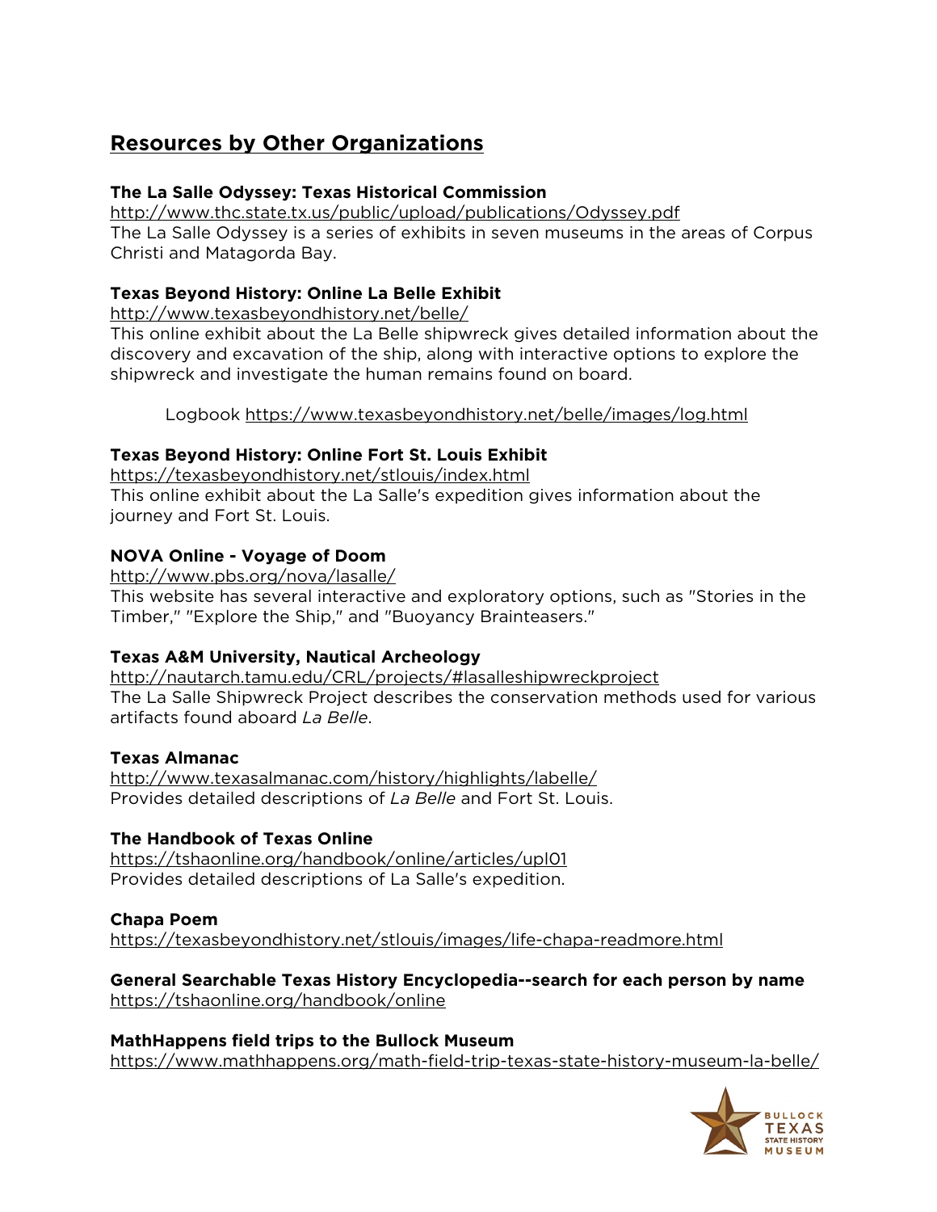## Resources by Other Organizations

**The La Salle Odyssey: Texas Historical Commission**
http://www.thc.state.tx.us/public/upload/publications/Odyssey.pdf
The La Salle Odyssey is a series of exhibits in seven museums in the areas of Corpus Christi and Matagorda Bay.

**Texas Beyond History: Online La Belle Exhibit**
http://www.texasbeyondhistory.net/belle/
This online exhibit about the La Belle shipwreck gives detailed information about the discovery and excavation of the ship, along with interactive options to explore the shipwreck and investigate the human remains found on board.

Logbook https://www.texasbeyondhistory.net/belle/images/log.html

**Texas Beyond History: Online Fort St. Louis Exhibit**
https://texasbeyondhistory.net/stlouis/index.html
This online exhibit about the La Salle's expedition gives information about the journey and Fort St. Louis.

**NOVA Online - Voyage of Doom**
http://www.pbs.org/nova/lasalle/
This website has several interactive and exploratory options, such as "Stories in the Timber," "Explore the Ship," and "Buoyancy Brainteasers."

**Texas A&M University, Nautical Archeology**
http://nautarch.tamu.edu/CRL/projects/#lasalleshipwreckproject
The La Salle Shipwreck Project describes the conservation methods used for various artifacts found aboard *La Belle*.

**Texas Almanac**
http://www.texasalmanac.com/history/highlights/labelle/
Provides detailed descriptions of *La Belle* and Fort St. Louis.

**The Handbook of Texas Online**
https://tshaonline.org/handbook/online/articles/upl01
Provides detailed descriptions of La Salle's expedition.

**Chapa Poem**
https://texasbeyondhistory.net/stlouis/images/life-chapa-readmore.html

**General Searchable Texas History Encyclopedia--search for each person by name**
https://tshaonline.org/handbook/online

**MathHappens field trips to the Bullock Museum**
https://www.mathhappens.org/math-field-trip-texas-state-history-museum-la-belle/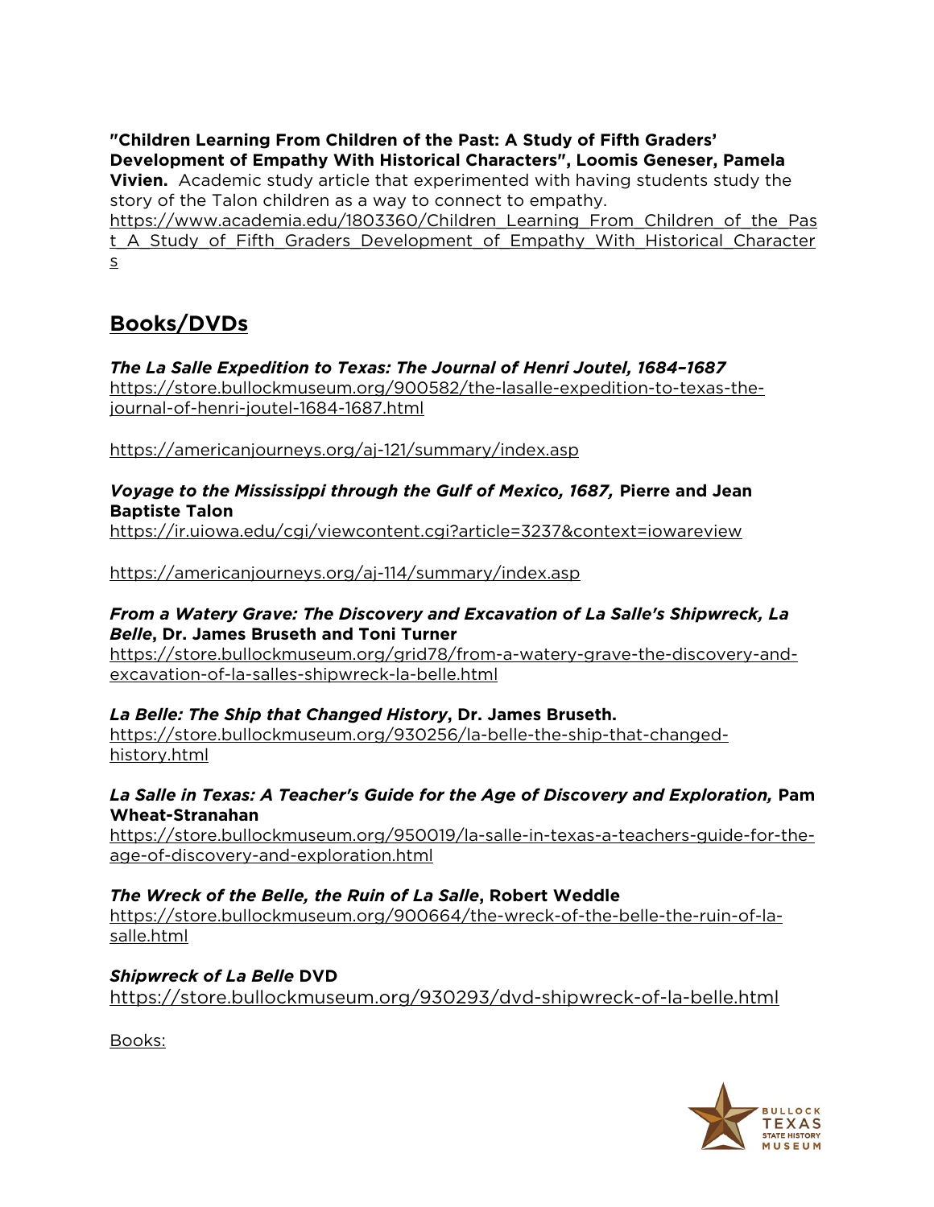**"Children Learning From Children of the Past: A Study of Fifth Graders' Development of Empathy With Historical Characters", Loomis Geneser, Pamela Vivien.** Academic study article that experimented with having students study the story of the Talon children as a way to connect to empathy. https://www.academia.edu/1803360/Children_Learning_From_Children_of_the_Past_A_Study_of_Fifth_Graders_Development_of_Empathy_With_Historical_Characters

## Books/DVDs

***The La Salle Expedition to Texas: The Journal of Henri Joutel, 1684–1687***
https://store.bullockmuseum.org/900582/the-lasalle-expedition-to-texas-the-journal-of-henri-joutel-1684-1687.html

https://americanjourneys.org/aj-121/summary/index.asp

***Voyage to the Mississippi through the Gulf of Mexico, 1687,* Pierre and Jean Baptiste Talon**
https://ir.uiowa.edu/cgi/viewcontent.cgi?article=3237&context=iowareview

https://americanjourneys.org/aj-114/summary/index.asp

***From a Watery Grave: The Discovery and Excavation of La Salle's Shipwreck, La Belle*, Dr. James Bruseth and Toni Turner**
https://store.bullockmuseum.org/grid78/from-a-watery-grave-the-discovery-and-excavation-of-la-salles-shipwreck-la-belle.html

***La Belle: The Ship that Changed History*, Dr. James Bruseth.**
https://store.bullockmuseum.org/930256/la-belle-the-ship-that-changed-history.html

***La Salle in Texas: A Teacher's Guide for the Age of Discovery and Exploration,* Pam Wheat-Stranahan**
https://store.bullockmuseum.org/950019/la-salle-in-texas-a-teachers-guide-for-the-age-of-discovery-and-exploration.html

***The Wreck of the Belle, the Ruin of La Salle*, Robert Weddle**
https://store.bullockmuseum.org/900664/the-wreck-of-the-belle-the-ruin-of-la-salle.html

***Shipwreck of La Belle* DVD**
https://store.bullockmuseum.org/930293/dvd-shipwreck-of-la-belle.html

Books: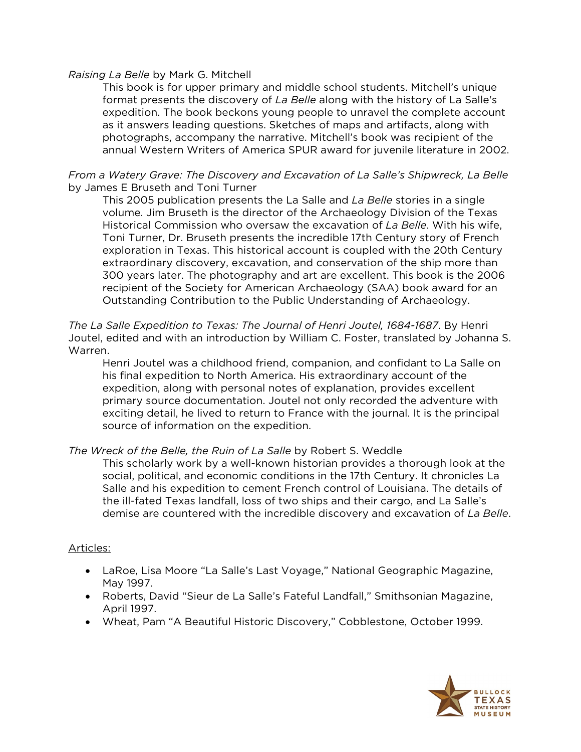*Raising La Belle* by Mark G. Mitchell

This book is for upper primary and middle school students. Mitchell's unique format presents the discovery of *La Belle* along with the history of La Salle's expedition. The book beckons young people to unravel the complete account as it answers leading questions. Sketches of maps and artifacts, along with photographs, accompany the narrative. Mitchell's book was recipient of the annual Western Writers of America SPUR award for juvenile literature in 2002.

*From a Watery Grave: The Discovery and Excavation of La Salle's Shipwreck, La Belle* by James E Bruseth and Toni Turner

This 2005 publication presents the La Salle and *La Belle* stories in a single volume. Jim Bruseth is the director of the Archaeology Division of the Texas Historical Commission who oversaw the excavation of *La Belle*. With his wife, Toni Turner, Dr. Bruseth presents the incredible 17th Century story of French exploration in Texas. This historical account is coupled with the 20th Century extraordinary discovery, excavation, and conservation of the ship more than 300 years later. The photography and art are excellent. This book is the 2006 recipient of the Society for American Archaeology (SAA) book award for an Outstanding Contribution to the Public Understanding of Archaeology.

*The La Salle Expedition to Texas: The Journal of Henri Joutel, 1684-1687*. By Henri Joutel, edited and with an introduction by William C. Foster, translated by Johanna S. Warren.

Henri Joutel was a childhood friend, companion, and confidant to La Salle on his final expedition to North America. His extraordinary account of the expedition, along with personal notes of explanation, provides excellent primary source documentation. Joutel not only recorded the adventure with exciting detail, he lived to return to France with the journal. It is the principal source of information on the expedition.

*The Wreck of the Belle, the Ruin of La Salle* by Robert S. Weddle

This scholarly work by a well-known historian provides a thorough look at the social, political, and economic conditions in the 17th Century. It chronicles La Salle and his expedition to cement French control of Louisiana. The details of the ill-fated Texas landfall, loss of two ships and their cargo, and La Salle's demise are countered with the incredible discovery and excavation of *La Belle*.

Articles:

- LaRoe, Lisa Moore "La Salle's Last Voyage," National Geographic Magazine, May 1997.
- Roberts, David "Sieur de La Salle's Fateful Landfall," Smithsonian Magazine, April 1997.
- Wheat, Pam "A Beautiful Historic Discovery," Cobblestone, October 1999.